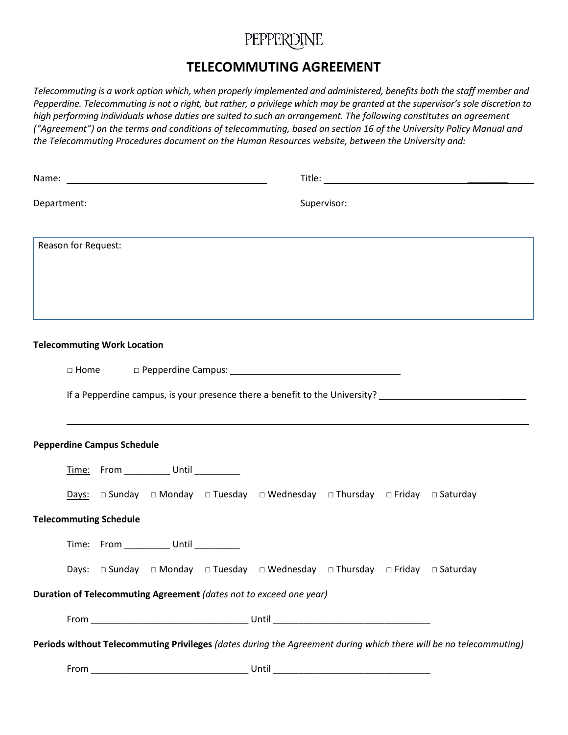PEPPERDINE

# TELECOMMUTING AGREEMENT

*Telecommuting is a work option which, when properly implemented and administered, benefits both the staff member and Pepperdine. Telecommuting is not a right, but rather, a privilege which may be granted at the supervisor's sole discretion to high performing individuals whose duties are suited to such an arrangement. The following constitutes an agreement ("Agreement") on the terms and conditions of telecommuting, based on section 16 of the University Policy Manual and the Telecommuting Procedures document on the Human Resources website, between the University and:*

Name: ______________________________ Title: ______________________________

Department: ______________________________ Supervisor: ______________________________

Reason for Request:

**Telecommuting Work Location**

□ Home □ Pepperdine Campus: ______________________________

If a Pepperdine campus, is your presence there a benefit to the University? ______________________________

______________________________________________________________________________

**Pepperdine Campus Schedule**

Time: From _________ Until _________

Days: □ Sunday □ Monday □ Tuesday □ Wednesday □ Thursday □ Friday □ Saturday

**Telecommuting Schedule**

Time: From _________ Until _________

Days: □ Sunday □ Monday □ Tuesday □ Wednesday □ Thursday □ Friday □ Saturday

**Duration of Telecommuting Agreement** *(dates not to exceed one year)*

From ______________________________ Until ______________________________

**Periods without Telecommuting Privileges** *(dates during the Agreement during which there will be no telecommuting)*

From ______________________________ Until ______________________________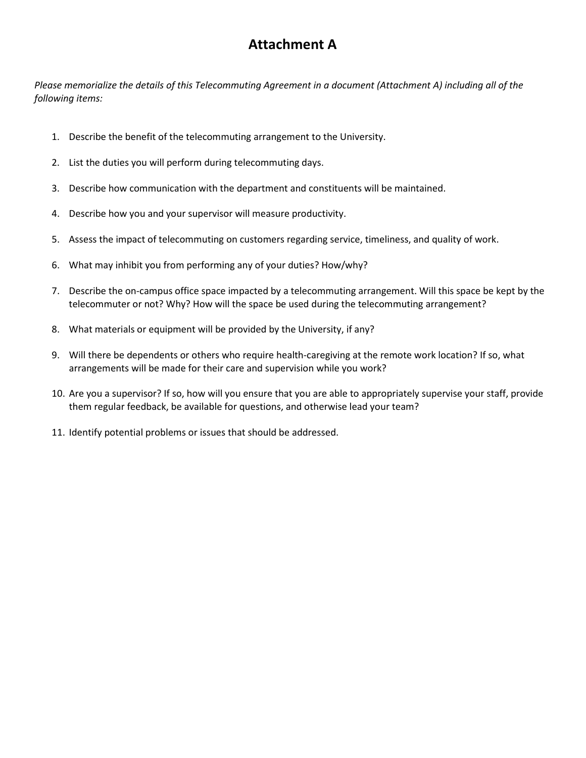# Attachment A

*Please memorialize the details of this Telecommuting Agreement in a document (Attachment A) including all of the following items:*

1. Describe the benefit of the telecommuting arrangement to the University.
2. List the duties you will perform during telecommuting days.
3. Describe how communication with the department and constituents will be maintained.
4. Describe how you and your supervisor will measure productivity.
5. Assess the impact of telecommuting on customers regarding service, timeliness, and quality of work.
6. What may inhibit you from performing any of your duties? How/why?
7. Describe the on-campus office space impacted by a telecommuting arrangement. Will this space be kept by the telecommuter or not? Why? How will the space be used during the telecommuting arrangement?
8. What materials or equipment will be provided by the University, if any?
9. Will there be dependents or others who require health-caregiving at the remote work location? If so, what arrangements will be made for their care and supervision while you work?
10. Are you a supervisor? If so, how will you ensure that you are able to appropriately supervise your staff, provide them regular feedback, be available for questions, and otherwise lead your team?
11. Identify potential problems or issues that should be addressed.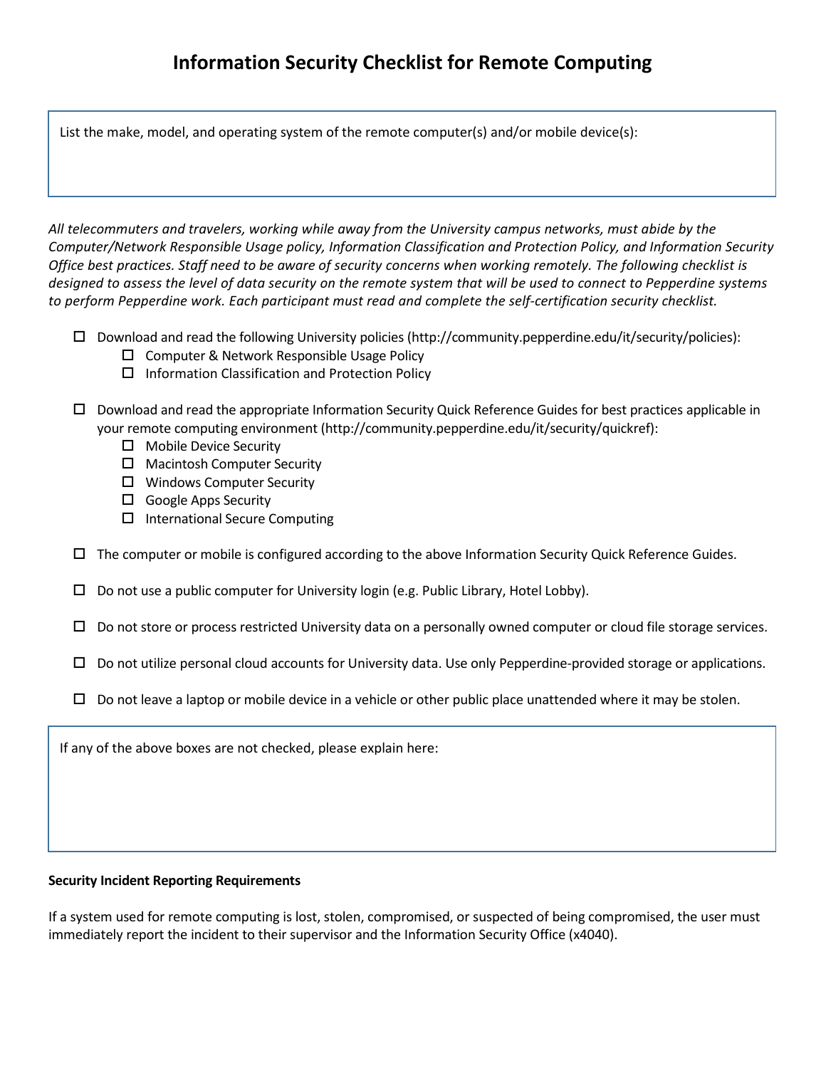# Information Security Checklist for Remote Computing

List the make, model, and operating system of the remote computer(s) and/or mobile device(s):

*All telecommuters and travelers, working while away from the University campus networks, must abide by the Computer/Network Responsible Usage policy, Information Classification and Protection Policy, and Information Security Office best practices. Staff need to be aware of security concerns when working remotely. The following checklist is designed to assess the level of data security on the remote system that will be used to connect to Pepperdine systems to perform Pepperdine work. Each participant must read and complete the self-certification security checklist.*

- ☐ Download and read the following University policies (http://community.pepperdine.edu/it/security/policies):
  - ☐ Computer & Network Responsible Usage Policy
  - ☐ Information Classification and Protection Policy

- ☐ Download and read the appropriate Information Security Quick Reference Guides for best practices applicable in your remote computing environment (http://community.pepperdine.edu/it/security/quickref):
  - ☐ Mobile Device Security
  - ☐ Macintosh Computer Security
  - ☐ Windows Computer Security
  - ☐ Google Apps Security
  - ☐ International Secure Computing

- ☐ The computer or mobile is configured according to the above Information Security Quick Reference Guides.

- ☐ Do not use a public computer for University login (e.g. Public Library, Hotel Lobby).

- ☐ Do not store or process restricted University data on a personally owned computer or cloud file storage services.

- ☐ Do not utilize personal cloud accounts for University data. Use only Pepperdine-provided storage or applications.

- ☐ Do not leave a laptop or mobile device in a vehicle or other public place unattended where it may be stolen.

If any of the above boxes are not checked, please explain here:

**Security Incident Reporting Requirements**

If a system used for remote computing is lost, stolen, compromised, or suspected of being compromised, the user must immediately report the incident to their supervisor and the Information Security Office (x4040).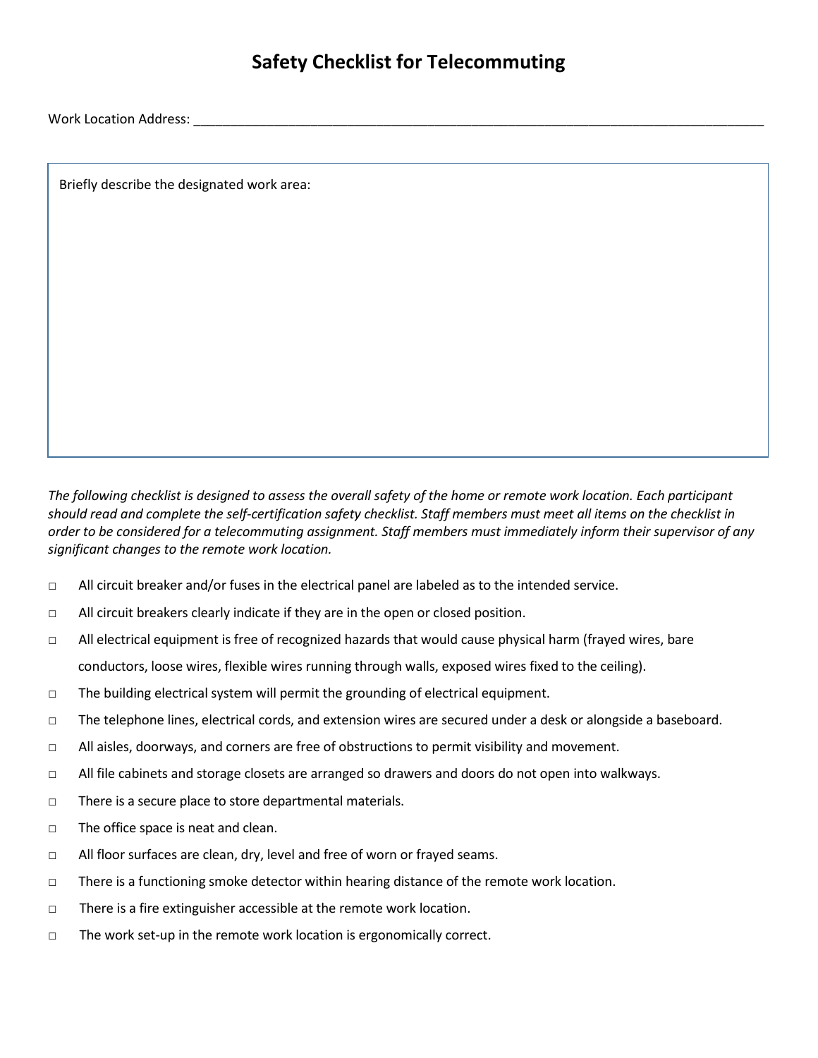# Safety Checklist for Telecommuting

Work Location Address: ______________________________________________________________________________

Briefly describe the designated work area:

*The following checklist is designed to assess the overall safety of the home or remote work location. Each participant should read and complete the self-certification safety checklist. Staff members must meet all items on the checklist in order to be considered for a telecommuting assignment. Staff members must immediately inform their supervisor of any significant changes to the remote work location.*

- ☐ All circuit breaker and/or fuses in the electrical panel are labeled as to the intended service.
- ☐ All circuit breakers clearly indicate if they are in the open or closed position.
- ☐ All electrical equipment is free of recognized hazards that would cause physical harm (frayed wires, bare conductors, loose wires, flexible wires running through walls, exposed wires fixed to the ceiling).
- ☐ The building electrical system will permit the grounding of electrical equipment.
- ☐ The telephone lines, electrical cords, and extension wires are secured under a desk or alongside a baseboard.
- ☐ All aisles, doorways, and corners are free of obstructions to permit visibility and movement.
- ☐ All file cabinets and storage closets are arranged so drawers and doors do not open into walkways.
- ☐ There is a secure place to store departmental materials.
- ☐ The office space is neat and clean.
- ☐ All floor surfaces are clean, dry, level and free of worn or frayed seams.
- ☐ There is a functioning smoke detector within hearing distance of the remote work location.
- ☐ There is a fire extinguisher accessible at the remote work location.
- ☐ The work set-up in the remote work location is ergonomically correct.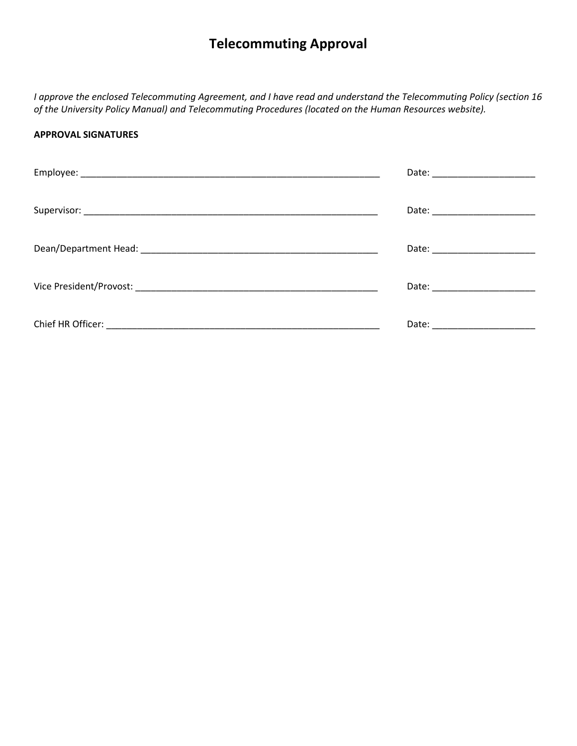# Telecommuting Approval

*I approve the enclosed Telecommuting Agreement, and I have read and understand the Telecommuting Policy (section 16 of the University Policy Manual) and Telecommuting Procedures (located on the Human Resources website).*

**APPROVAL SIGNATURES**

Employee: ____________________________________________________________ Date: ____________________

Supervisor: ___________________________________________________________ Date: ____________________

Dean/Department Head: _______________________________________________ Date: ____________________

Vice President/Provost: ________________________________________________ Date: ____________________

Chief HR Officer: ______________________________________________________ Date: ____________________